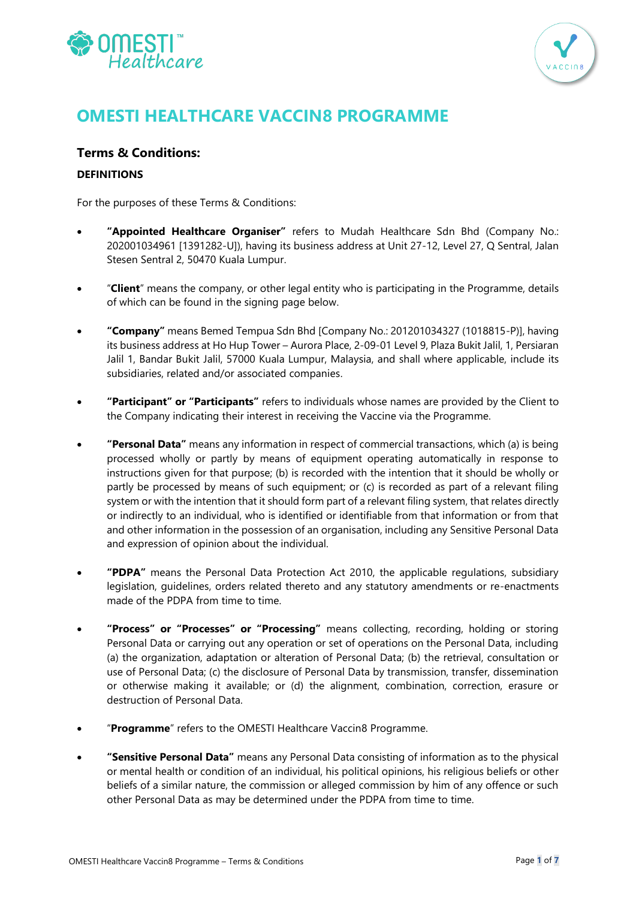# OMESTI HEALTHCARE VACCIN8 PROGRAMME

## Terms & Conditions:

### DEFINITIONS

For the purposes of these Terms & Conditions:

- **"Appointed Healthcare Organiser"** refers to Mudah Healthcare Sdn Bhd (Company No.: 202001034961 [1391282-U]), having its business address at Unit 27-12, Level 27, Q Sentral, Jalan Stesen Sentral 2, 50470 Kuala Lumpur.

- "**Client**" means the company, or other legal entity who is participating in the Programme, details of which can be found in the signing page below.

- **"Company"** means Bemed Tempua Sdn Bhd [Company No.: 201201034327 (1018815-P)], having its business address at Ho Hup Tower – Aurora Place, 2-09-01 Level 9, Plaza Bukit Jalil, 1, Persiaran Jalil 1, Bandar Bukit Jalil, 57000 Kuala Lumpur, Malaysia, and shall where applicable, include its subsidiaries, related and/or associated companies.

- **"Participant" or "Participants"** refers to individuals whose names are provided by the Client to the Company indicating their interest in receiving the Vaccine via the Programme.

- **"Personal Data"** means any information in respect of commercial transactions, which (a) is being processed wholly or partly by means of equipment operating automatically in response to instructions given for that purpose; (b) is recorded with the intention that it should be wholly or partly be processed by means of such equipment; or (c) is recorded as part of a relevant filing system or with the intention that it should form part of a relevant filing system, that relates directly or indirectly to an individual, who is identified or identifiable from that information or from that and other information in the possession of an organisation, including any Sensitive Personal Data and expression of opinion about the individual.

- **"PDPA"** means the Personal Data Protection Act 2010, the applicable regulations, subsidiary legislation, guidelines, orders related thereto and any statutory amendments or re-enactments made of the PDPA from time to time.

- **"Process" or "Processes" or "Processing"** means collecting, recording, holding or storing Personal Data or carrying out any operation or set of operations on the Personal Data, including (a) the organization, adaptation or alteration of Personal Data; (b) the retrieval, consultation or use of Personal Data; (c) the disclosure of Personal Data by transmission, transfer, dissemination or otherwise making it available; or (d) the alignment, combination, correction, erasure or destruction of Personal Data.

- "**Programme**" refers to the OMESTI Healthcare Vaccin8 Programme.

- **"Sensitive Personal Data"** means any Personal Data consisting of information as to the physical or mental health or condition of an individual, his political opinions, his religious beliefs or other beliefs of a similar nature, the commission or alleged commission by him of any offence or such other Personal Data as may be determined under the PDPA from time to time.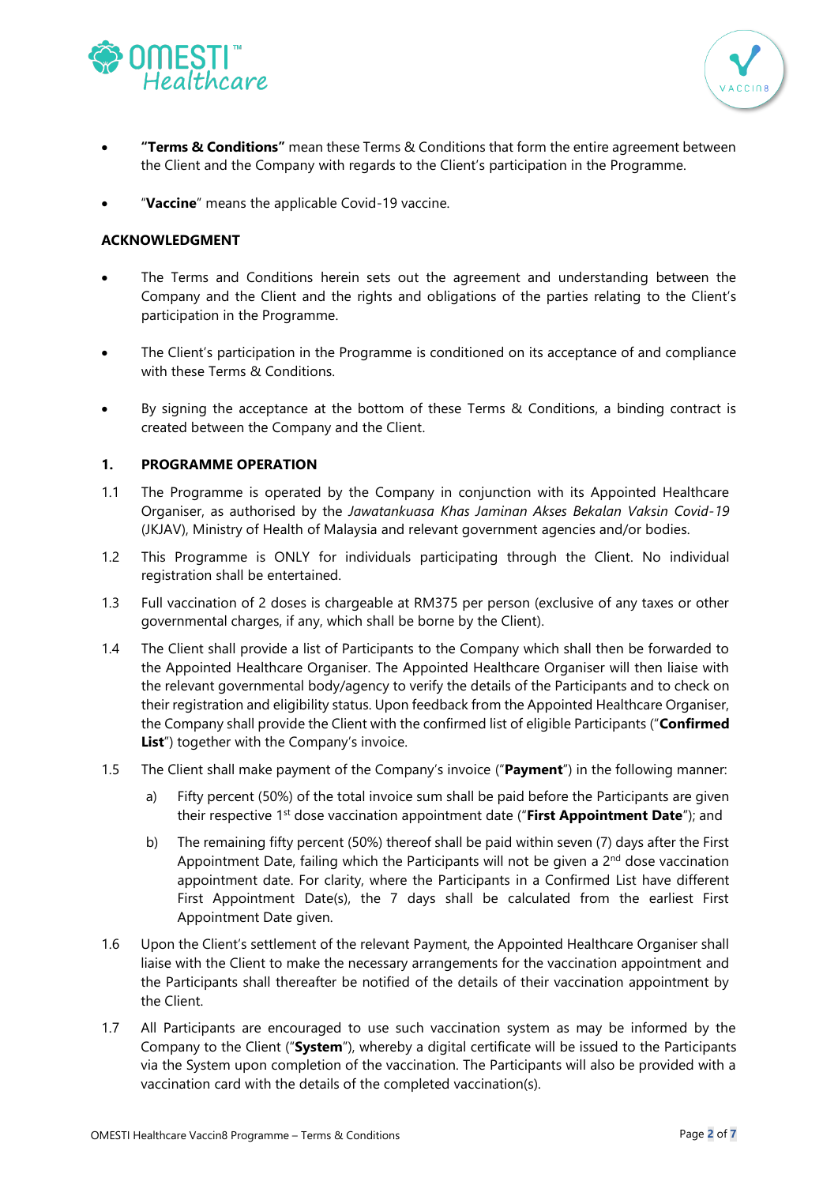- **"Terms & Conditions"** mean these Terms & Conditions that form the entire agreement between the Client and the Company with regards to the Client's participation in the Programme.

- "**Vaccine**" means the applicable Covid-19 vaccine.

**ACKNOWLEDGMENT**

- The Terms and Conditions herein sets out the agreement and understanding between the Company and the Client and the rights and obligations of the parties relating to the Client's participation in the Programme.

- The Client's participation in the Programme is conditioned on its acceptance of and compliance with these Terms & Conditions.

- By signing the acceptance at the bottom of these Terms & Conditions, a binding contract is created between the Company and the Client.

**1. PROGRAMME OPERATION**

1.1 The Programme is operated by the Company in conjunction with its Appointed Healthcare Organiser, as authorised by the *Jawatankuasa Khas Jaminan Akses Bekalan Vaksin Covid-19* (JKJAV), Ministry of Health of Malaysia and relevant government agencies and/or bodies.

1.2 This Programme is ONLY for individuals participating through the Client. No individual registration shall be entertained.

1.3 Full vaccination of 2 doses is chargeable at RM375 per person (exclusive of any taxes or other governmental charges, if any, which shall be borne by the Client).

1.4 The Client shall provide a list of Participants to the Company which shall then be forwarded to the Appointed Healthcare Organiser. The Appointed Healthcare Organiser will then liaise with the relevant governmental body/agency to verify the details of the Participants and to check on their registration and eligibility status. Upon feedback from the Appointed Healthcare Organiser, the Company shall provide the Client with the confirmed list of eligible Participants ("**Confirmed List**") together with the Company's invoice.

1.5 The Client shall make payment of the Company's invoice ("**Payment**") in the following manner:

  a) Fifty percent (50%) of the total invoice sum shall be paid before the Participants are given their respective 1st dose vaccination appointment date ("**First Appointment Date**"); and

  b) The remaining fifty percent (50%) thereof shall be paid within seven (7) days after the First Appointment Date, failing which the Participants will not be given a 2nd dose vaccination appointment date. For clarity, where the Participants in a Confirmed List have different First Appointment Date(s), the 7 days shall be calculated from the earliest First Appointment Date given.

1.6 Upon the Client's settlement of the relevant Payment, the Appointed Healthcare Organiser shall liaise with the Client to make the necessary arrangements for the vaccination appointment and the Participants shall thereafter be notified of the details of their vaccination appointment by the Client.

1.7 All Participants are encouraged to use such vaccination system as may be informed by the Company to the Client ("**System**"), whereby a digital certificate will be issued to the Participants via the System upon completion of the vaccination. The Participants will also be provided with a vaccination card with the details of the completed vaccination(s).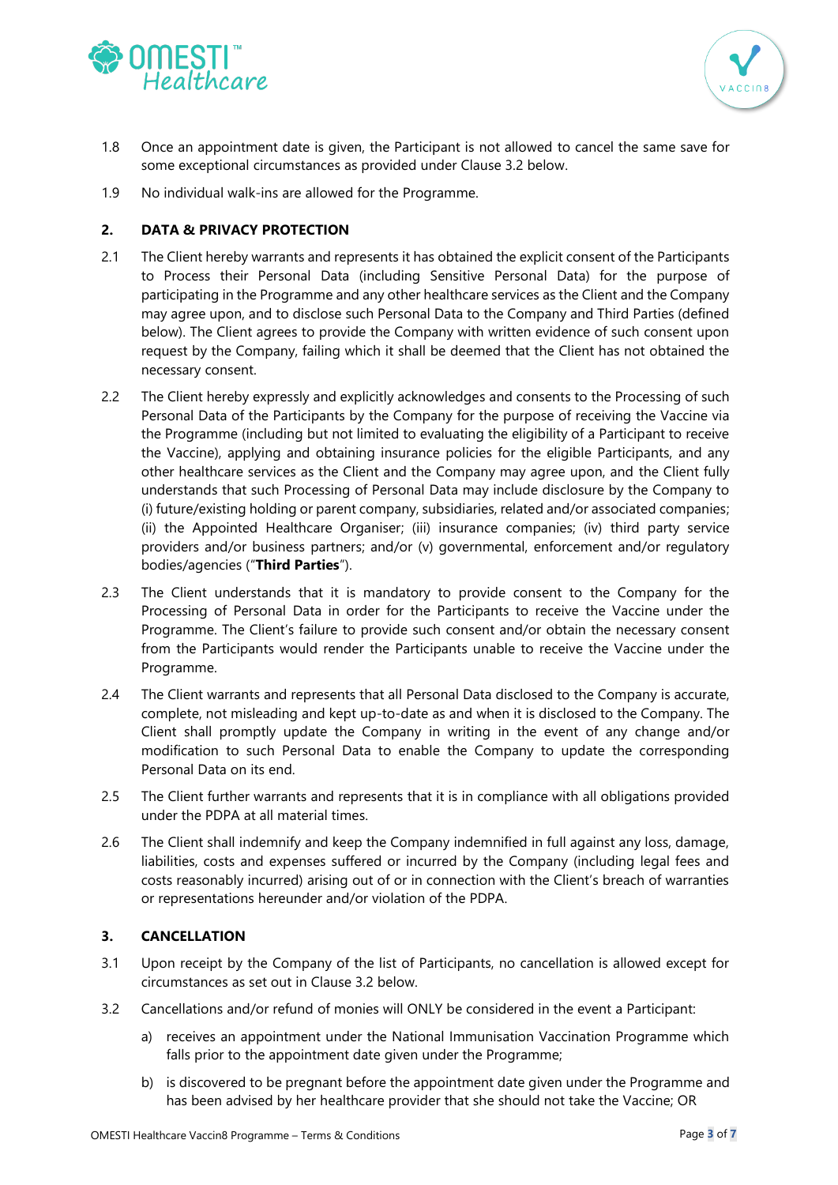1.8 Once an appointment date is given, the Participant is not allowed to cancel the same save for some exceptional circumstances as provided under Clause 3.2 below.

1.9 No individual walk-ins are allowed for the Programme.

## 2. DATA & PRIVACY PROTECTION

2.1 The Client hereby warrants and represents it has obtained the explicit consent of the Participants to Process their Personal Data (including Sensitive Personal Data) for the purpose of participating in the Programme and any other healthcare services as the Client and the Company may agree upon, and to disclose such Personal Data to the Company and Third Parties (defined below). The Client agrees to provide the Company with written evidence of such consent upon request by the Company, failing which it shall be deemed that the Client has not obtained the necessary consent.

2.2 The Client hereby expressly and explicitly acknowledges and consents to the Processing of such Personal Data of the Participants by the Company for the purpose of receiving the Vaccine via the Programme (including but not limited to evaluating the eligibility of a Participant to receive the Vaccine), applying and obtaining insurance policies for the eligible Participants, and any other healthcare services as the Client and the Company may agree upon, and the Client fully understands that such Processing of Personal Data may include disclosure by the Company to (i) future/existing holding or parent company, subsidiaries, related and/or associated companies; (ii) the Appointed Healthcare Organiser; (iii) insurance companies; (iv) third party service providers and/or business partners; and/or (v) governmental, enforcement and/or regulatory bodies/agencies ("**Third Parties**").

2.3 The Client understands that it is mandatory to provide consent to the Company for the Processing of Personal Data in order for the Participants to receive the Vaccine under the Programme. The Client's failure to provide such consent and/or obtain the necessary consent from the Participants would render the Participants unable to receive the Vaccine under the Programme.

2.4 The Client warrants and represents that all Personal Data disclosed to the Company is accurate, complete, not misleading and kept up-to-date as and when it is disclosed to the Company. The Client shall promptly update the Company in writing in the event of any change and/or modification to such Personal Data to enable the Company to update the corresponding Personal Data on its end.

2.5 The Client further warrants and represents that it is in compliance with all obligations provided under the PDPA at all material times.

2.6 The Client shall indemnify and keep the Company indemnified in full against any loss, damage, liabilities, costs and expenses suffered or incurred by the Company (including legal fees and costs reasonably incurred) arising out of or in connection with the Client's breach of warranties or representations hereunder and/or violation of the PDPA.

## 3. CANCELLATION

3.1 Upon receipt by the Company of the list of Participants, no cancellation is allowed except for circumstances as set out in Clause 3.2 below.

3.2 Cancellations and/or refund of monies will ONLY be considered in the event a Participant:

a) receives an appointment under the National Immunisation Vaccination Programme which falls prior to the appointment date given under the Programme;

b) is discovered to be pregnant before the appointment date given under the Programme and has been advised by her healthcare provider that she should not take the Vaccine; OR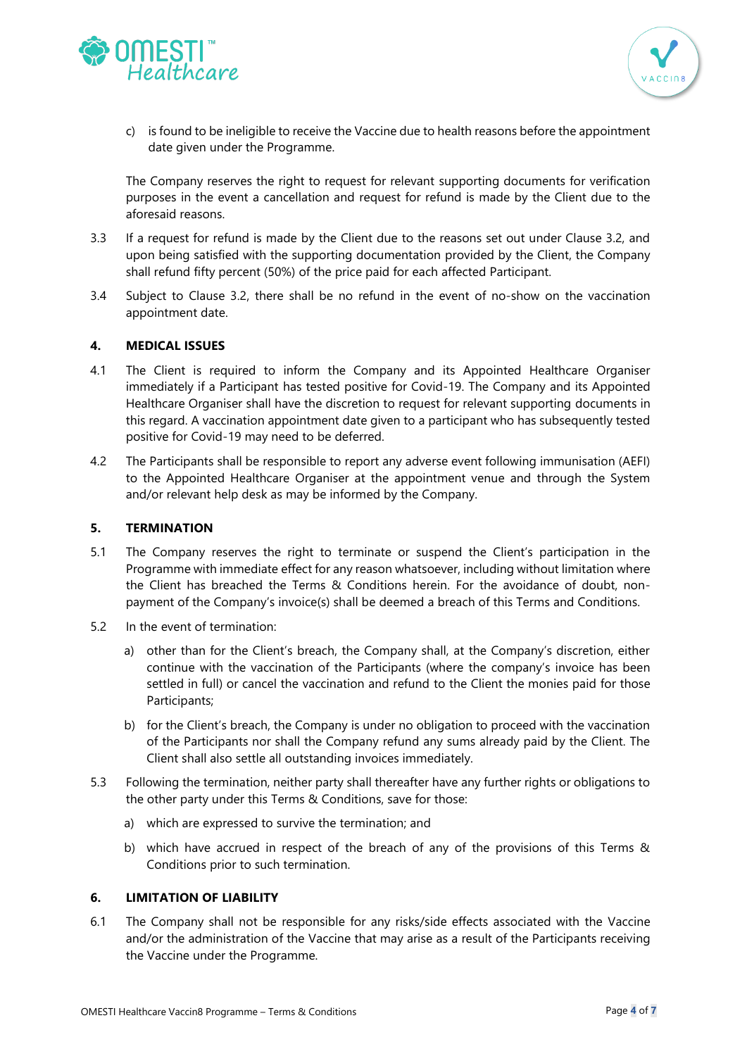c) is found to be ineligible to receive the Vaccine due to health reasons before the appointment date given under the Programme.

The Company reserves the right to request for relevant supporting documents for verification purposes in the event a cancellation and request for refund is made by the Client due to the aforesaid reasons.

3.3 If a request for refund is made by the Client due to the reasons set out under Clause 3.2, and upon being satisfied with the supporting documentation provided by the Client, the Company shall refund fifty percent (50%) of the price paid for each affected Participant.

3.4 Subject to Clause 3.2, there shall be no refund in the event of no-show on the vaccination appointment date.

## 4. MEDICAL ISSUES

4.1 The Client is required to inform the Company and its Appointed Healthcare Organiser immediately if a Participant has tested positive for Covid-19. The Company and its Appointed Healthcare Organiser shall have the discretion to request for relevant supporting documents in this regard. A vaccination appointment date given to a participant who has subsequently tested positive for Covid-19 may need to be deferred.

4.2 The Participants shall be responsible to report any adverse event following immunisation (AEFI) to the Appointed Healthcare Organiser at the appointment venue and through the System and/or relevant help desk as may be informed by the Company.

## 5. TERMINATION

5.1 The Company reserves the right to terminate or suspend the Client's participation in the Programme with immediate effect for any reason whatsoever, including without limitation where the Client has breached the Terms & Conditions herein. For the avoidance of doubt, non-payment of the Company's invoice(s) shall be deemed a breach of this Terms and Conditions.

5.2 In the event of termination:

a) other than for the Client's breach, the Company shall, at the Company's discretion, either continue with the vaccination of the Participants (where the company's invoice has been settled in full) or cancel the vaccination and refund to the Client the monies paid for those Participants;

b) for the Client's breach, the Company is under no obligation to proceed with the vaccination of the Participants nor shall the Company refund any sums already paid by the Client. The Client shall also settle all outstanding invoices immediately.

5.3 Following the termination, neither party shall thereafter have any further rights or obligations to the other party under this Terms & Conditions, save for those:

a) which are expressed to survive the termination; and

b) which have accrued in respect of the breach of any of the provisions of this Terms & Conditions prior to such termination.

## 6. LIMITATION OF LIABILITY

6.1 The Company shall not be responsible for any risks/side effects associated with the Vaccine and/or the administration of the Vaccine that may arise as a result of the Participants receiving the Vaccine under the Programme.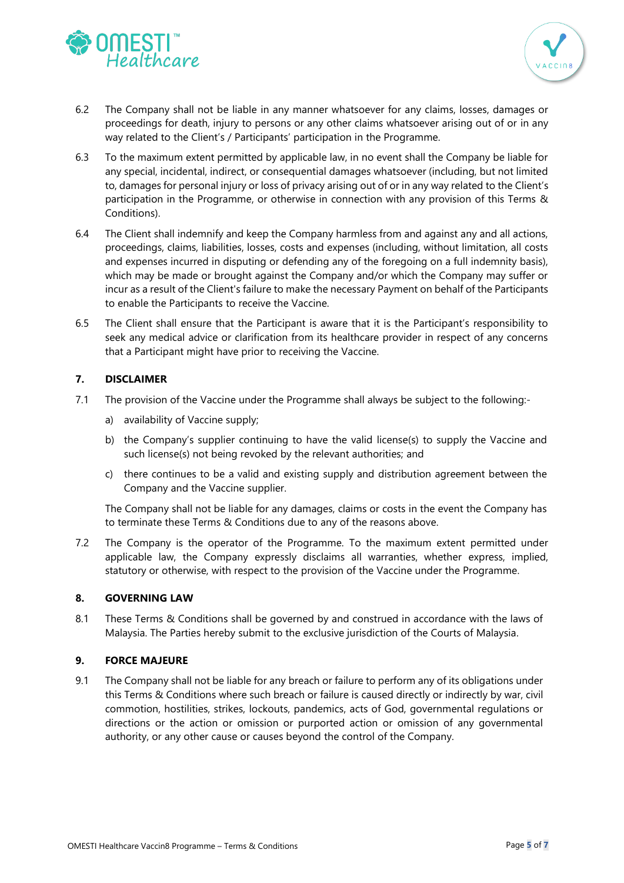6.2 The Company shall not be liable in any manner whatsoever for any claims, losses, damages or proceedings for death, injury to persons or any other claims whatsoever arising out of or in any way related to the Client's / Participants' participation in the Programme.

6.3 To the maximum extent permitted by applicable law, in no event shall the Company be liable for any special, incidental, indirect, or consequential damages whatsoever (including, but not limited to, damages for personal injury or loss of privacy arising out of or in any way related to the Client's participation in the Programme, or otherwise in connection with any provision of this Terms & Conditions).

6.4 The Client shall indemnify and keep the Company harmless from and against any and all actions, proceedings, claims, liabilities, losses, costs and expenses (including, without limitation, all costs and expenses incurred in disputing or defending any of the foregoing on a full indemnity basis), which may be made or brought against the Company and/or which the Company may suffer or incur as a result of the Client's failure to make the necessary Payment on behalf of the Participants to enable the Participants to receive the Vaccine.

6.5 The Client shall ensure that the Participant is aware that it is the Participant's responsibility to seek any medical advice or clarification from its healthcare provider in respect of any concerns that a Participant might have prior to receiving the Vaccine.

## 7. DISCLAIMER

7.1 The provision of the Vaccine under the Programme shall always be subject to the following:-

a) availability of Vaccine supply;

b) the Company's supplier continuing to have the valid license(s) to supply the Vaccine and such license(s) not being revoked by the relevant authorities; and

c) there continues to be a valid and existing supply and distribution agreement between the Company and the Vaccine supplier.

The Company shall not be liable for any damages, claims or costs in the event the Company has to terminate these Terms & Conditions due to any of the reasons above.

7.2 The Company is the operator of the Programme. To the maximum extent permitted under applicable law, the Company expressly disclaims all warranties, whether express, implied, statutory or otherwise, with respect to the provision of the Vaccine under the Programme.

## 8. GOVERNING LAW

8.1 These Terms & Conditions shall be governed by and construed in accordance with the laws of Malaysia. The Parties hereby submit to the exclusive jurisdiction of the Courts of Malaysia.

## 9. FORCE MAJEURE

9.1 The Company shall not be liable for any breach or failure to perform any of its obligations under this Terms & Conditions where such breach or failure is caused directly or indirectly by war, civil commotion, hostilities, strikes, lockouts, pandemics, acts of God, governmental regulations or directions or the action or omission or purported action or omission of any governmental authority, or any other cause or causes beyond the control of the Company.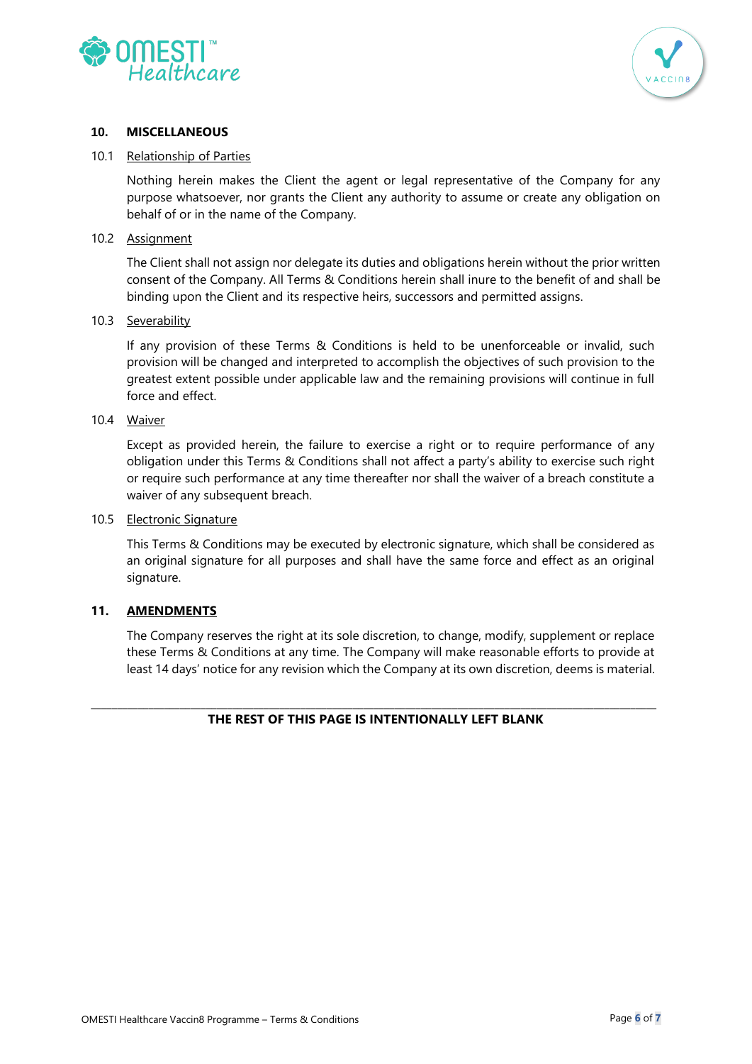## 10. MISCELLANEOUS

10.1 Relationship of Parties

Nothing herein makes the Client the agent or legal representative of the Company for any purpose whatsoever, nor grants the Client any authority to assume or create any obligation on behalf of or in the name of the Company.

10.2 Assignment

The Client shall not assign nor delegate its duties and obligations herein without the prior written consent of the Company. All Terms & Conditions herein shall inure to the benefit of and shall be binding upon the Client and its respective heirs, successors and permitted assigns.

10.3 Severability

If any provision of these Terms & Conditions is held to be unenforceable or invalid, such provision will be changed and interpreted to accomplish the objectives of such provision to the greatest extent possible under applicable law and the remaining provisions will continue in full force and effect.

10.4 Waiver

Except as provided herein, the failure to exercise a right or to require performance of any obligation under this Terms & Conditions shall not affect a party's ability to exercise such right or require such performance at any time thereafter nor shall the waiver of a breach constitute a waiver of any subsequent breach.

10.5 Electronic Signature

This Terms & Conditions may be executed by electronic signature, which shall be considered as an original signature for all purposes and shall have the same force and effect as an original signature.

## 11. AMENDMENTS

The Company reserves the right at its sole discretion, to change, modify, supplement or replace these Terms & Conditions at any time. The Company will make reasonable efforts to provide at least 14 days' notice for any revision which the Company at its own discretion, deems is material.

---

**THE REST OF THIS PAGE IS INTENTIONALLY LEFT BLANK**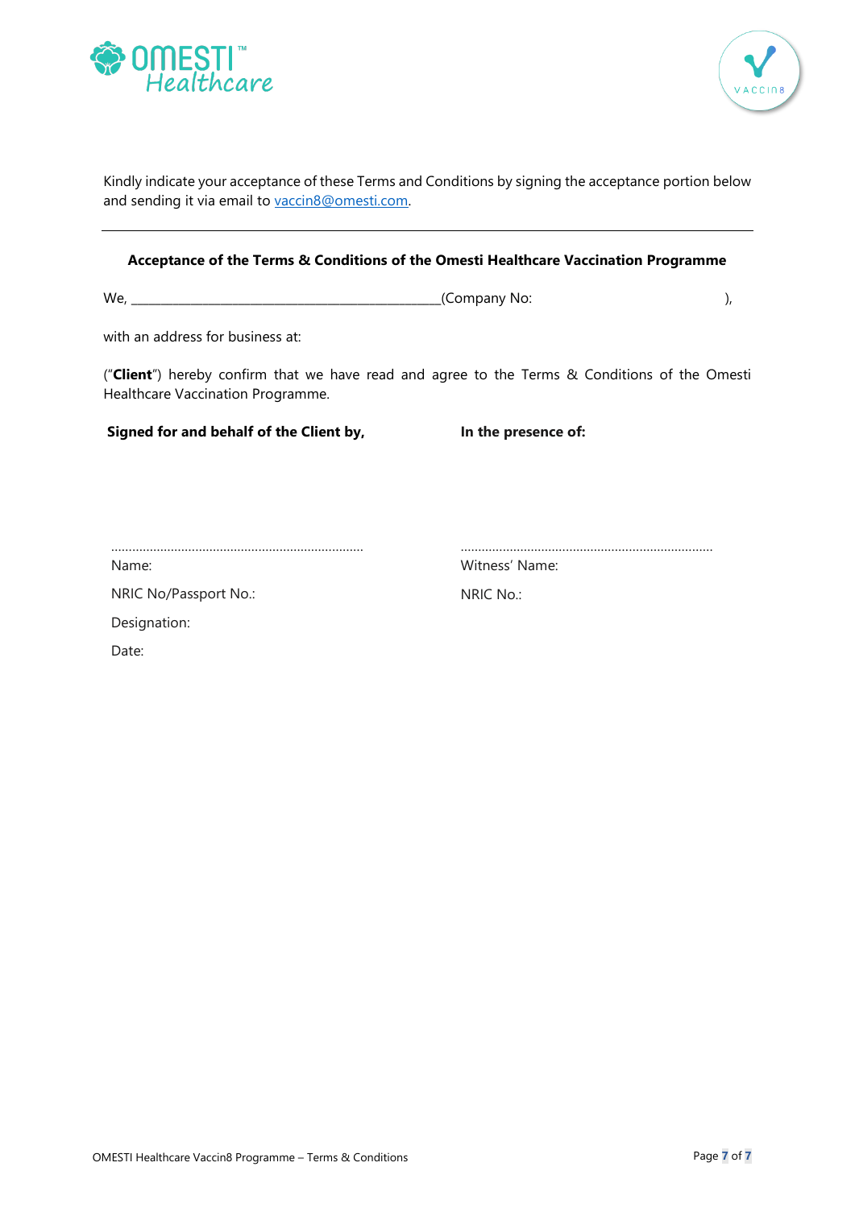Kindly indicate your acceptance of these Terms and Conditions by signing the acceptance portion below and sending it via email to vaccin8@omesti.com.

---

**Acceptance of the Terms & Conditions of the Omesti Healthcare Vaccination Programme**

We, _______________________________________________(Company No: ),

with an address for business at:

("**Client**") hereby confirm that we have read and agree to the Terms & Conditions of the Omesti Healthcare Vaccination Programme.

**Signed for and behalf of the Client by,**

.......................................................................

Name:

NRIC No/Passport No.:

Designation:

Date:

**In the presence of:**

.......................................................................

Witness' Name:

NRIC No.: